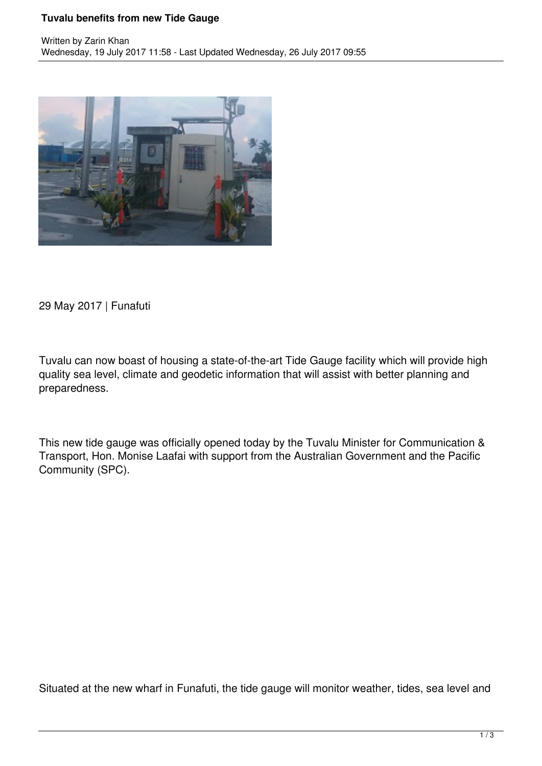# Tuvalu benefits from new Tide Gauge

Written by Zarin Khan
Wednesday, 19 July 2017 11:58 - Last Updated Wednesday, 26 July 2017 09:55

29 May 2017 | Funafuti

Tuvalu can now boast of housing a state-of-the-art Tide Gauge facility which will provide high quality sea level, climate and geodetic information that will assist with better planning and preparedness.

This new tide gauge was officially opened today by the Tuvalu Minister for Communication & Transport, Hon. Monise Laafai with support from the Australian Government and the Pacific Community (SPC).

Situated at the new wharf in Funafuti, the tide gauge will monitor weather, tides, sea level and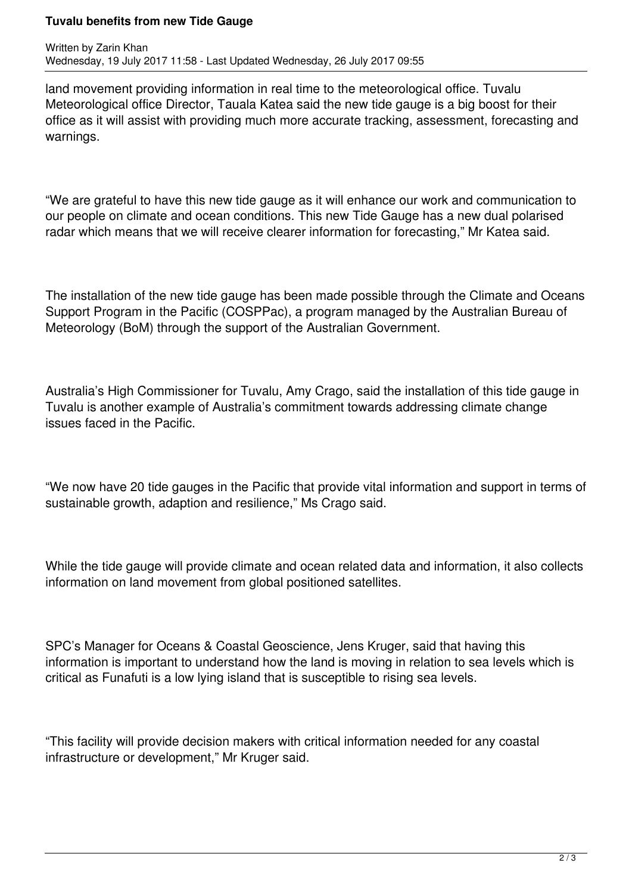land movement providing information in real time to the meteorological office. Tuvalu Meteorological office Director, Tauala Katea said the new tide gauge is a big boost for their office as it will assist with providing much more accurate tracking, assessment, forecasting and warnings.

“We are grateful to have this new tide gauge as it will enhance our work and communication to our people on climate and ocean conditions. This new Tide Gauge has a new dual polarised radar which means that we will receive clearer information for forecasting,” Mr Katea said.

The installation of the new tide gauge has been made possible through the Climate and Oceans Support Program in the Pacific (COSPPac), a program managed by the Australian Bureau of Meteorology (BoM) through the support of the Australian Government.

Australia’s High Commissioner for Tuvalu, Amy Crago, said the installation of this tide gauge in Tuvalu is another example of Australia’s commitment towards addressing climate change issues faced in the Pacific.

“We now have 20 tide gauges in the Pacific that provide vital information and support in terms of sustainable growth, adaption and resilience,” Ms Crago said.

While the tide gauge will provide climate and ocean related data and information, it also collects information on land movement from global positioned satellites.

SPC’s Manager for Oceans & Coastal Geoscience, Jens Kruger, said that having this information is important to understand how the land is moving in relation to sea levels which is critical as Funafuti is a low lying island that is susceptible to rising sea levels.

“This facility will provide decision makers with critical information needed for any coastal infrastructure or development,” Mr Kruger said.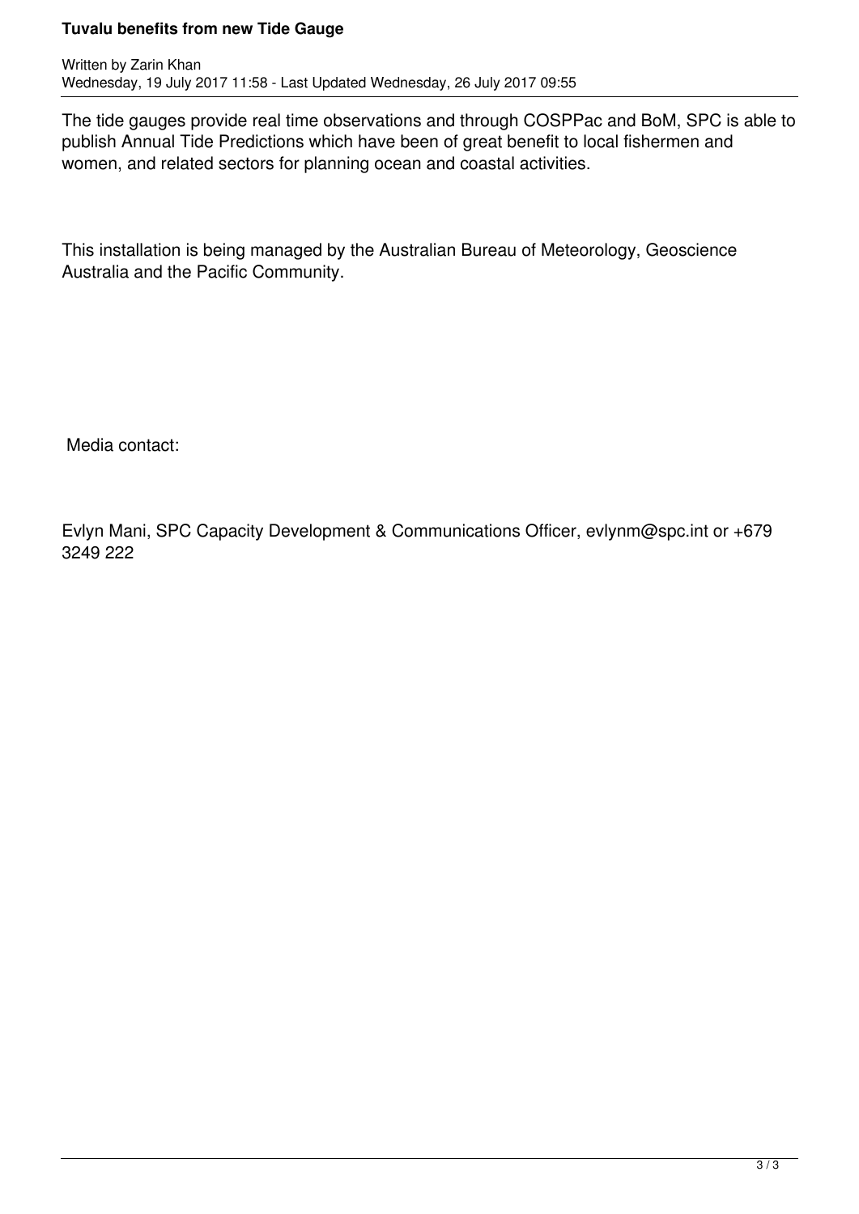The tide gauges provide real time observations and through COSPPac and BoM, SPC is able to publish Annual Tide Predictions which have been of great benefit to local fishermen and women, and related sectors for planning ocean and coastal activities.

This installation is being managed by the Australian Bureau of Meteorology, Geoscience Australia and the Pacific Community.

Media contact:

Evlyn Mani, SPC Capacity Development & Communications Officer, evlynm@spc.int or +679 3249 222